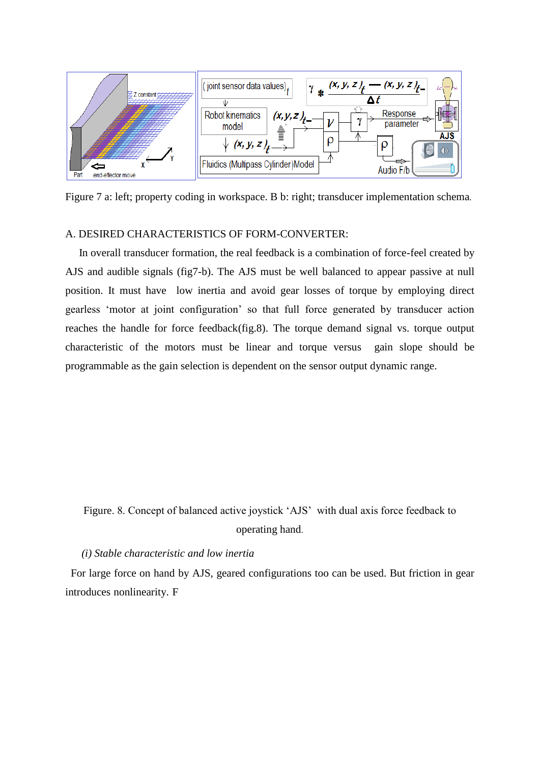Figure 7 a: left; property coding in workspace. B b: right; transducer implementation schema.

A. DESIRED CHARACTERISTICS OF FORM-CONVERTER:

In overall transducer formation, the real feedback is a combination of force-feel created by AJS and audible signals (fig7-b). The AJS must be well balanced to appear passive at null position. It must have low inertia and avoid gear losses of torque by employing direct gearless 'motor at joint configuration' so that full force generated by transducer action reaches the handle for force feedback(fig.8). The torque demand signal vs. torque output characteristic of the motors must be linear and torque versus gain slope should be programmable as the gain selection is dependent on the sensor output dynamic range.

Figure. 8. Concept of balanced active joystick 'AJS' with dual axis force feedback to operating hand.

*(i) Stable characteristic and low inertia*

For large force on hand by AJS, geared configurations too can be used. But friction in gear introduces nonlinearity. F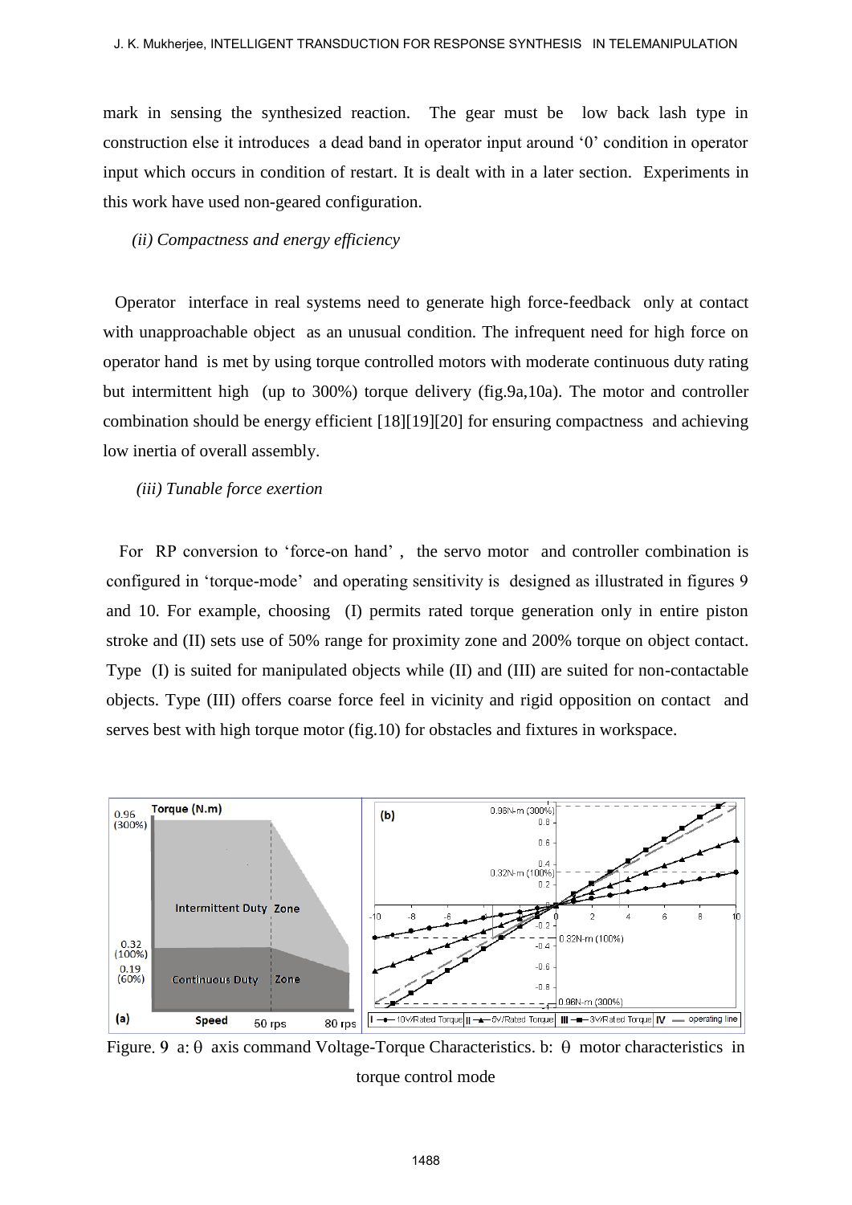mark in sensing the synthesized reaction. The gear must be low back lash type in construction else it introduces a dead band in operator input around '0' condition in operator input which occurs in condition of restart. It is dealt with in a later section. Experiments in this work have used non-geared configuration.

*(ii) Compactness and energy efficiency*

Operator interface in real systems need to generate high force-feedback only at contact with unapproachable object as an unusual condition. The infrequent need for high force on operator hand is met by using torque controlled motors with moderate continuous duty rating but intermittent high (up to 300%) torque delivery (fig.9a,10a). The motor and controller combination should be energy efficient [18][19][20] for ensuring compactness and achieving low inertia of overall assembly.

*(iii) Tunable force exertion*

For RP conversion to 'force-on hand', the servo motor and controller combination is configured in 'torque-mode' and operating sensitivity is designed as illustrated in figures 9 and 10. For example, choosing (I) permits rated torque generation only in entire piston stroke and (II) sets use of 50% range for proximity zone and 200% torque on object contact. Type (I) is suited for manipulated objects while (II) and (III) are suited for non-contactable objects. Type (III) offers coarse force feel in vicinity and rigid opposition on contact and serves best with high torque motor (fig.10) for obstacles and fixtures in workspace.

Figure. 9 a: θ axis command Voltage-Torque Characteristics. b: θ motor characteristics in torque control mode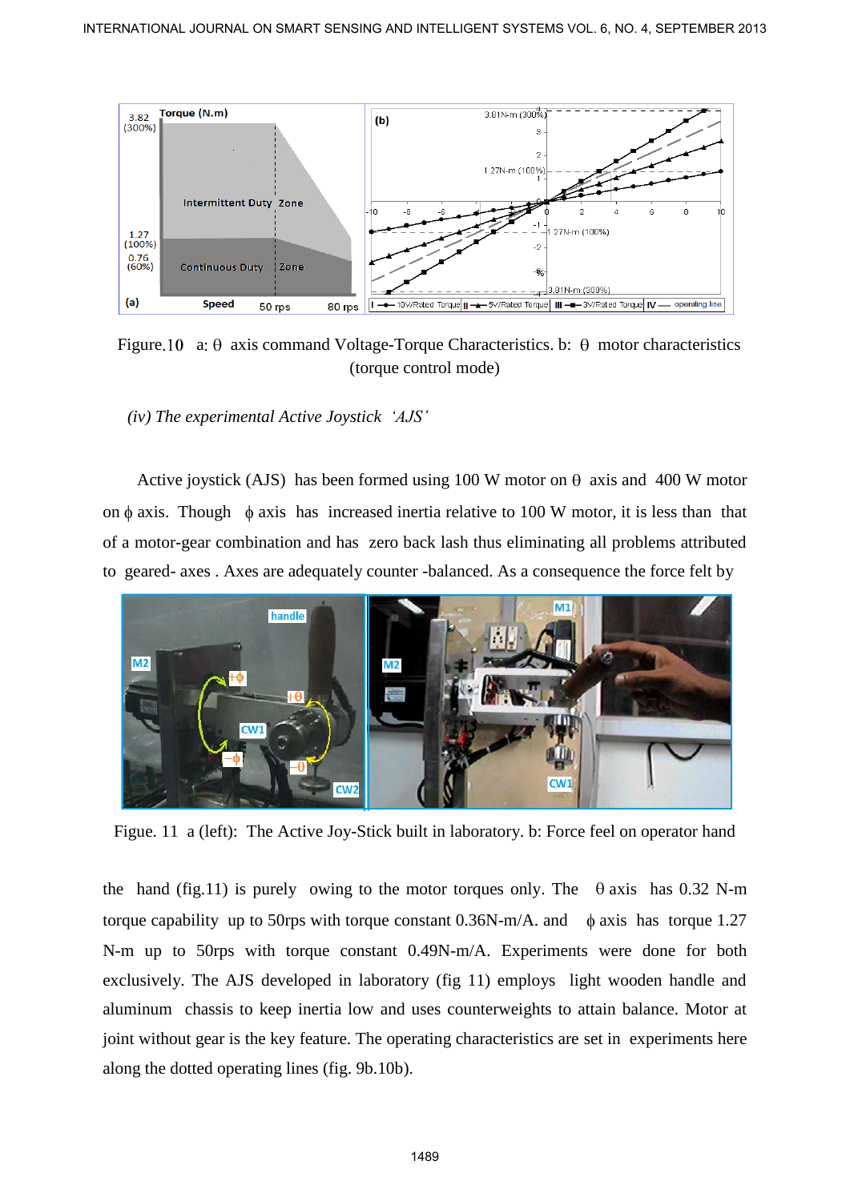Figure.10 a: $\theta$ axis command Voltage-Torque Characteristics. b: $\theta$ motor characteristics (torque control mode)

*(iv) The experimental Active Joystick 'AJS'*

Active joystick (AJS) has been formed using 100 W motor on $\theta$ axis and 400 W motor on $\phi$ axis. Though $\phi$ axis has increased inertia relative to 100 W motor, it is less than that of a motor-gear combination and has zero back lash thus eliminating all problems attributed to geared- axes . Axes are adequately counter -balanced. As a consequence the force felt by the hand (fig.11) is purely owing to the motor torques only. The $\theta$ axis has 0.32 N-m torque capability up to 50rps with torque constant 0.36N-m/A. and $\phi$ axis has torque 1.27 N-m up to 50rps with torque constant 0.49N-m/A. Experiments were done for both exclusively. The AJS developed in laboratory (fig 11) employs light wooden handle and aluminum chassis to keep inertia low and uses counterweights to attain balance. Motor at joint without gear is the key feature. The operating characteristics are set in experiments here along the dotted operating lines (fig. 9b.10b).

Figue. 11 a (left): The Active Joy-Stick built in laboratory. b: Force feel on operator hand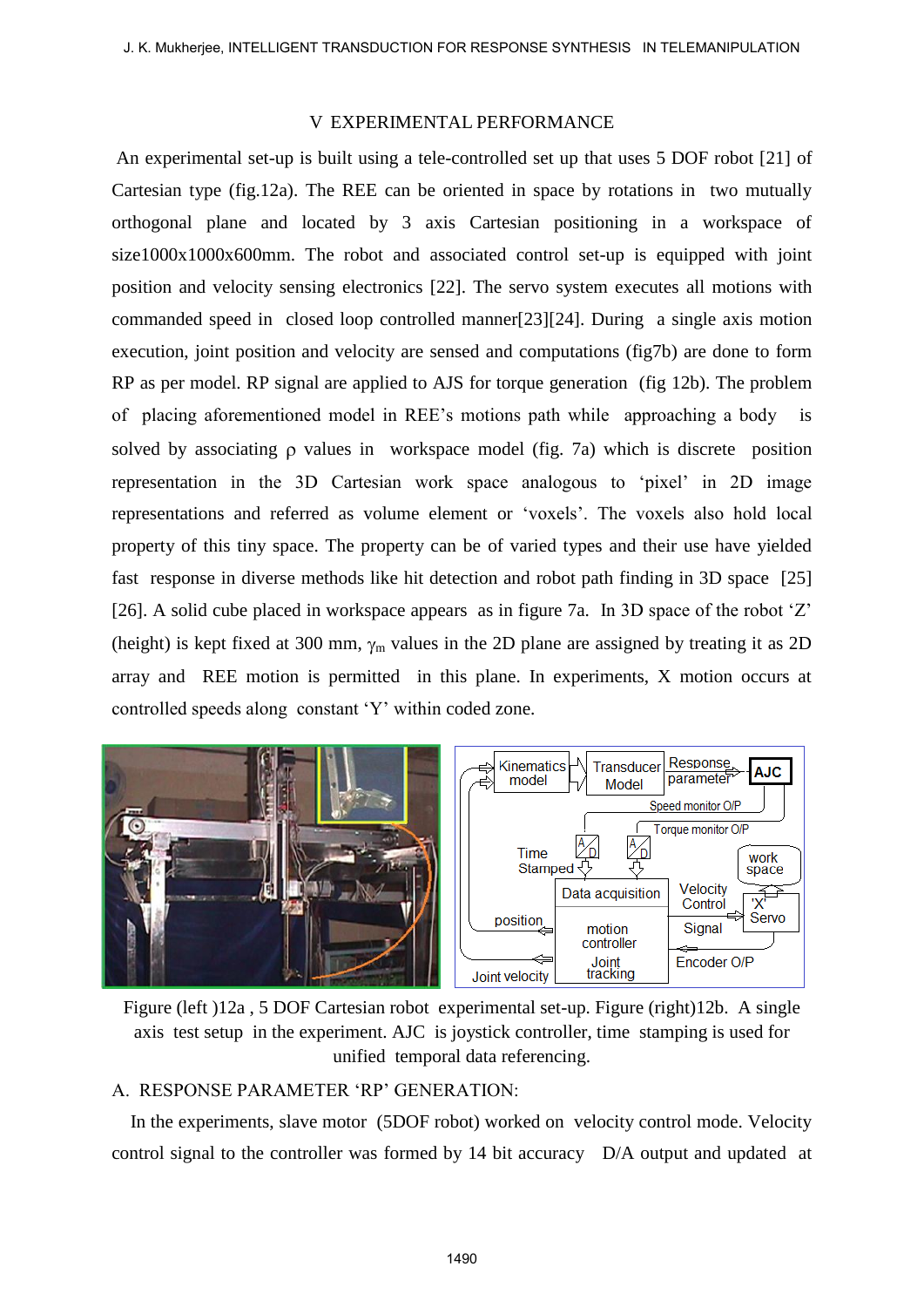## V EXPERIMENTAL PERFORMANCE

An experimental set-up is built using a tele-controlled set up that uses 5 DOF robot [21] of Cartesian type (fig.12a). The REE can be oriented in space by rotations in two mutually orthogonal plane and located by 3 axis Cartesian positioning in a workspace of size1000x1000x600mm. The robot and associated control set-up is equipped with joint position and velocity sensing electronics [22]. The servo system executes all motions with commanded speed in closed loop controlled manner[23][24]. During a single axis motion execution, joint position and velocity are sensed and computations (fig7b) are done to form RP as per model. RP signal are applied to AJS for torque generation (fig 12b). The problem of placing aforementioned model in REE's motions path while approaching a body is solved by associating ρ values in workspace model (fig. 7a) which is discrete position representation in the 3D Cartesian work space analogous to 'pixel' in 2D image representations and referred as volume element or 'voxels'. The voxels also hold local property of this tiny space. The property can be of varied types and their use have yielded fast response in diverse methods like hit detection and robot path finding in 3D space [25] [26]. A solid cube placed in workspace appears as in figure 7a. In 3D space of the robot 'Z' (height) is kept fixed at 300 mm, $\gamma_m$ values in the 2D plane are assigned by treating it as 2D array and REE motion is permitted in this plane. In experiments, X motion occurs at controlled speeds along constant 'Y' within coded zone.

Figure (left )12a , 5 DOF Cartesian robot experimental set-up. Figure (right)12b. A single axis test setup in the experiment. AJC is joystick controller, time stamping is used for unified temporal data referencing.

### A. RESPONSE PARAMETER 'RP' GENERATION:

In the experiments, slave motor (5DOF robot) worked on velocity control mode. Velocity control signal to the controller was formed by 14 bit accuracy D/A output and updated at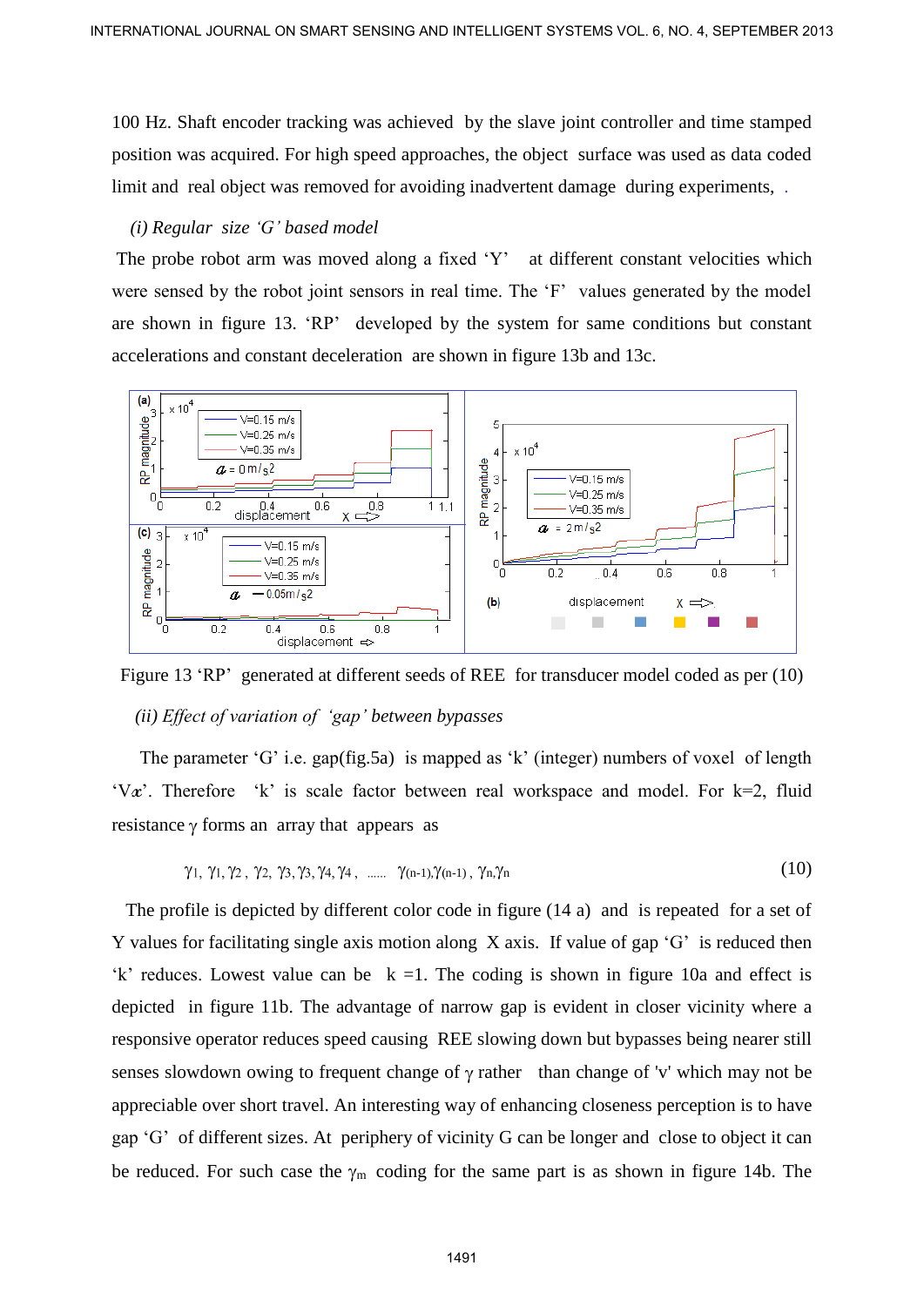100 Hz. Shaft encoder tracking was achieved by the slave joint controller and time stamped position was acquired. For high speed approaches, the object surface was used as data coded limit and real object was removed for avoiding inadvertent damage during experiments, .

*(i) Regular size ‘G’ based model*

The probe robot arm was moved along a fixed ‘Y’ at different constant velocities which were sensed by the robot joint sensors in real time. The ‘F’ values generated by the model are shown in figure 13. ‘RP’ developed by the system for same conditions but constant accelerations and constant deceleration are shown in figure 13b and 13c.

Figure 13 ‘RP’ generated at different seeds of REE for transducer model coded as per (10)

*(ii) Effect of variation of ‘gap’ between bypasses*

The parameter ‘G’ i.e. gap(fig.5a) is mapped as ‘k’ (integer) numbers of voxel of length ‘V$x$’. Therefore ‘k’ is scale factor between real workspace and model. For k=2, fluid resistance $\gamma$ forms an array that appears as

$$\gamma_1,\ \gamma_1, \gamma_2,\ \gamma_2,\ \gamma_3, \gamma_3, \gamma_4, \gamma_4,\ \ldots\ldots\ \gamma_{(n-1)}, \gamma_{(n-1)},\ \gamma_n, \gamma_n \tag{10}$$

The profile is depicted by different color code in figure (14 a) and is repeated for a set of Y values for facilitating single axis motion along X axis. If value of gap ‘G’ is reduced then ‘k’ reduces. Lowest value can be k =1. The coding is shown in figure 10a and effect is depicted in figure 11b. The advantage of narrow gap is evident in closer vicinity where a responsive operator reduces speed causing REE slowing down but bypasses being nearer still senses slowdown owing to frequent change of $\gamma$ rather than change of 'v' which may not be appreciable over short travel. An interesting way of enhancing closeness perception is to have gap ‘G’ of different sizes. At periphery of vicinity G can be longer and close to object it can be reduced. For such case the $\gamma_m$ coding for the same part is as shown in figure 14b. The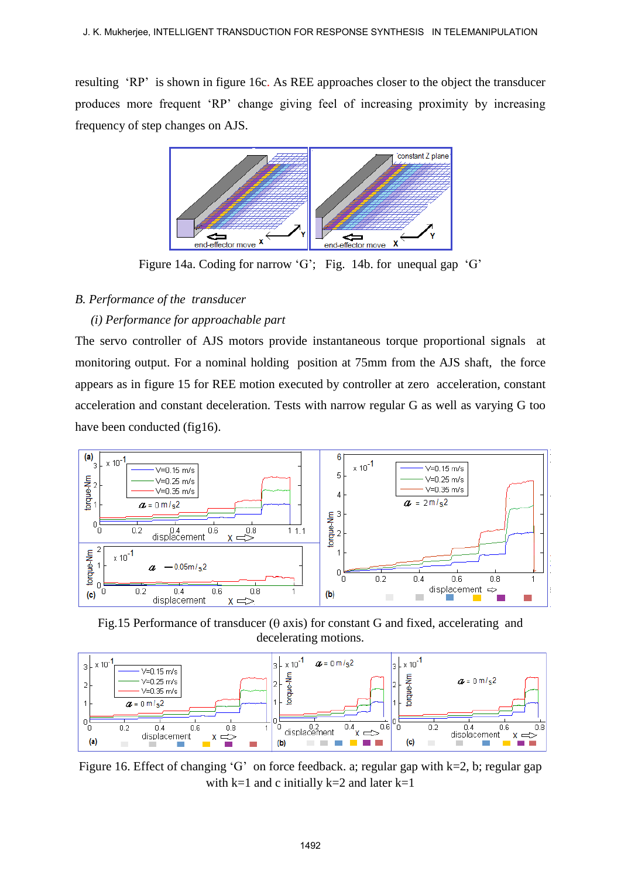resulting ‘RP’ is shown in figure 16c. As REE approaches closer to the object the transducer produces more frequent ‘RP’ change giving feel of increasing proximity by increasing frequency of step changes on AJS.

Figure 14a. Coding for narrow ‘G’; Fig. 14b. for unequal gap ‘G’

*B. Performance of the transducer*

*(i) Performance for approachable part*

The servo controller of AJS motors provide instantaneous torque proportional signals at monitoring output. For a nominal holding position at 75mm from the AJS shaft, the force appears as in figure 15 for REE motion executed by controller at zero acceleration, constant acceleration and constant deceleration. Tests with narrow regular G as well as varying G too have been conducted (fig16).

Fig.15 Performance of transducer (θ axis) for constant G and fixed, accelerating and decelerating motions.

Figure 16. Effect of changing ‘G’ on force feedback. a; regular gap with k=2, b; regular gap with k=1 and c initially k=2 and later k=1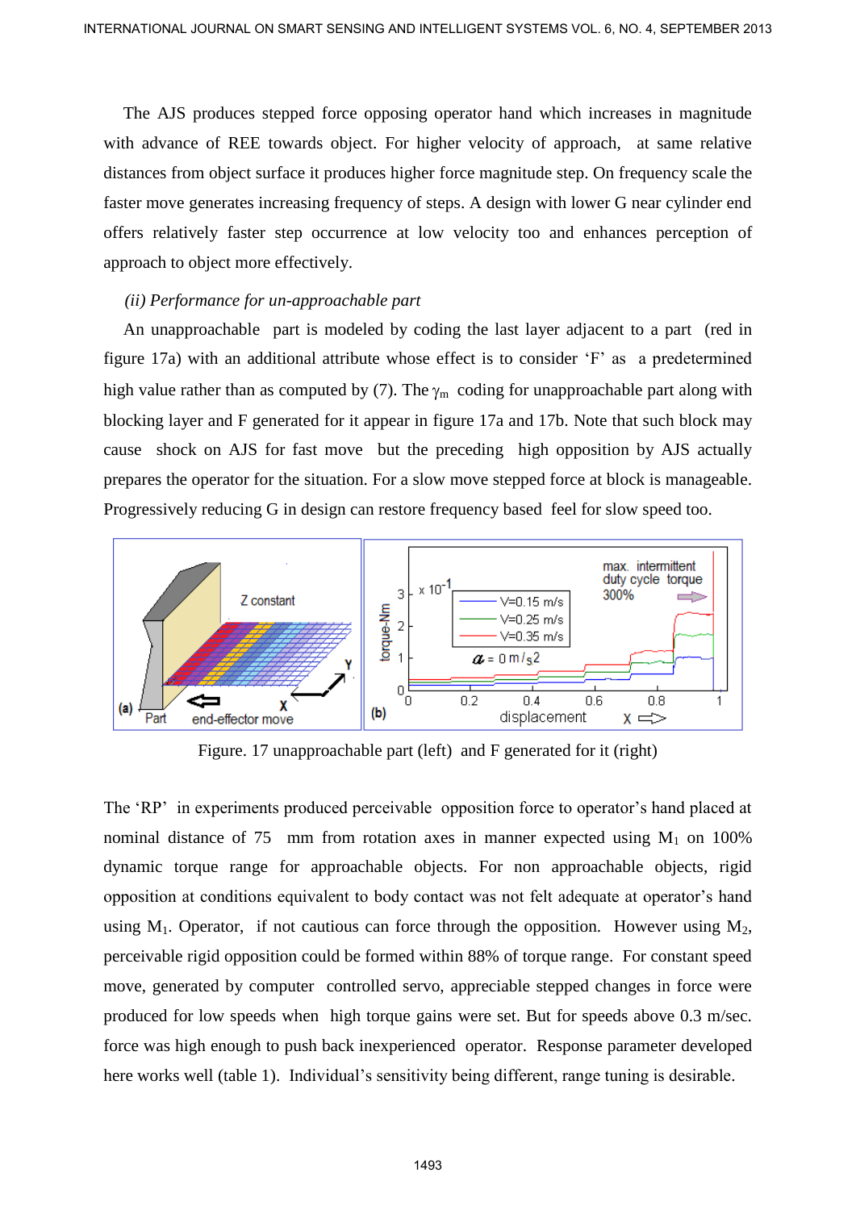The AJS produces stepped force opposing operator hand which increases in magnitude with advance of REE towards object. For higher velocity of approach, at same relative distances from object surface it produces higher force magnitude step. On frequency scale the faster move generates increasing frequency of steps. A design with lower G near cylinder end offers relatively faster step occurrence at low velocity too and enhances perception of approach to object more effectively.

*(ii) Performance for un-approachable part*

An unapproachable part is modeled by coding the last layer adjacent to a part (red in figure 17a) with an additional attribute whose effect is to consider 'F' as a predetermined high value rather than as computed by (7). The $\gamma_m$ coding for unapproachable part along with blocking layer and F generated for it appear in figure 17a and 17b. Note that such block may cause shock on AJS for fast move but the preceding high opposition by AJS actually prepares the operator for the situation. For a slow move stepped force at block is manageable. Progressively reducing G in design can restore frequency based feel for slow speed too.

Figure. 17 unapproachable part (left) and F generated for it (right)

The 'RP' in experiments produced perceivable opposition force to operator's hand placed at nominal distance of 75 mm from rotation axes in manner expected using $M_1$ on 100% dynamic torque range for approachable objects. For non approachable objects, rigid opposition at conditions equivalent to body contact was not felt adequate at operator's hand using $M_1$. Operator, if not cautious can force through the opposition. However using $M_2$, perceivable rigid opposition could be formed within 88% of torque range. For constant speed move, generated by computer controlled servo, appreciable stepped changes in force were produced for low speeds when high torque gains were set. But for speeds above 0.3 m/sec. force was high enough to push back inexperienced operator. Response parameter developed here works well (table 1). Individual's sensitivity being different, range tuning is desirable.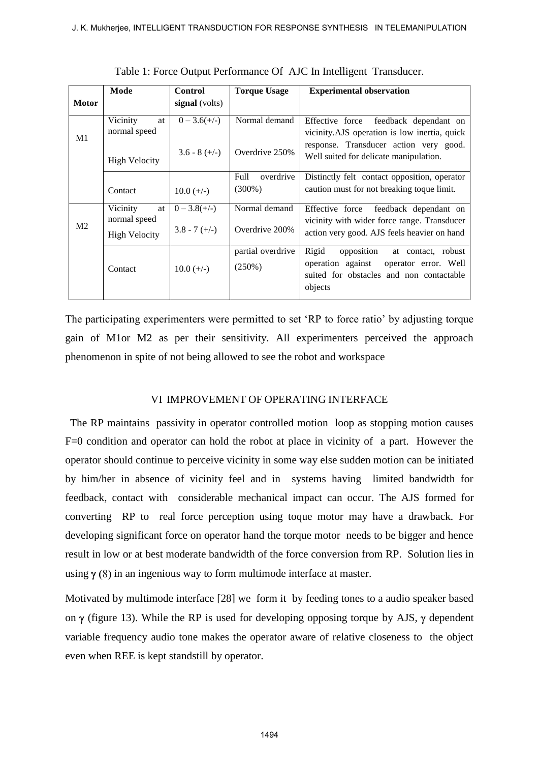Table 1: Force Output Performance Of AJC In Intelligent Transducer.

| Motor | Mode | Control signal (volts) | Torque Usage | Experimental observation |
|---|---|---|---|---|
| M1 | Vicinity at normal speed | 0 – 3.6(+/-) | Normal demand | Effective force feedback dependant on vicinity.AJS operation is low inertia, quick response. Transducer action very good. Well suited for delicate manipulation. |
| | High Velocity | 3.6 - 8 (+/-) | Overdrive 250% | |
| | Contact | 10.0 (+/-) | Full overdrive (300%) | Distinctly felt contact opposition, operator caution must for not breaking toque limit. |
| M2 | Vicinity at normal speed | 0 – 3.8(+/-) | Normal demand | Effective force feedback dependant on vicinity with wider force range. Transducer action very good. AJS feels heavier on hand |
| | High Velocity | 3.8 - 7 (+/-) | Overdrive 200% | |
| | Contact | 10.0 (+/-) | partial overdrive (250%) | Rigid opposition at contact, robust operation against operator error. Well suited for obstacles and non contactable objects |

The participating experimenters were permitted to set 'RP to force ratio' by adjusting torque gain of M1or M2 as per their sensitivity. All experimenters perceived the approach phenomenon in spite of not being allowed to see the robot and workspace

## VI IMPROVEMENT OF OPERATING INTERFACE

The RP maintains passivity in operator controlled motion loop as stopping motion causes F=0 condition and operator can hold the robot at place in vicinity of a part. However the operator should continue to perceive vicinity in some way else sudden motion can be initiated by him/her in absence of vicinity feel and in systems having limited bandwidth for feedback, contact with considerable mechanical impact can occur. The AJS formed for converting RP to real force perception using toque motor may have a drawback. For developing significant force on operator hand the torque motor needs to be bigger and hence result in low or at best moderate bandwidth of the force conversion from RP. Solution lies in using $\gamma$ (8) in an ingenious way to form multimode interface at master.

Motivated by multimode interface [28] we form it by feeding tones to a audio speaker based on $\gamma$ (figure 13). While the RP is used for developing opposing torque by AJS, $\gamma$ dependent variable frequency audio tone makes the operator aware of relative closeness to the object even when REE is kept standstill by operator.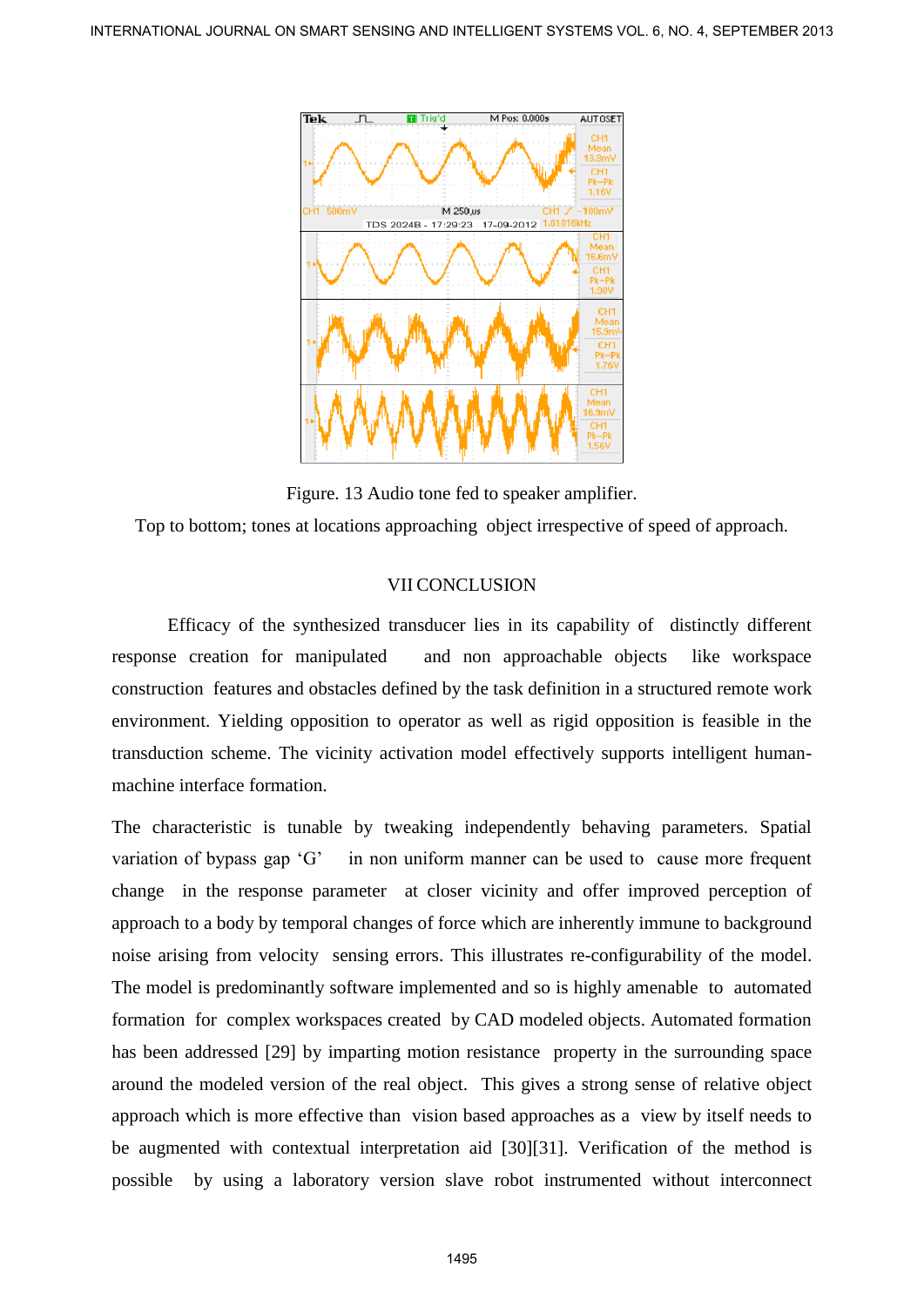Figure. 13 Audio tone fed to speaker amplifier.

Top to bottom; tones at locations approaching object irrespective of speed of approach.

## VII CONCLUSION

Efficacy of the synthesized transducer lies in its capability of distinctly different response creation for manipulated and non approachable objects like workspace construction features and obstacles defined by the task definition in a structured remote work environment. Yielding opposition to operator as well as rigid opposition is feasible in the transduction scheme. The vicinity activation model effectively supports intelligent human-machine interface formation.

The characteristic is tunable by tweaking independently behaving parameters. Spatial variation of bypass gap 'G' in non uniform manner can be used to cause more frequent change in the response parameter at closer vicinity and offer improved perception of approach to a body by temporal changes of force which are inherently immune to background noise arising from velocity sensing errors. This illustrates re-configurability of the model. The model is predominantly software implemented and so is highly amenable to automated formation for complex workspaces created by CAD modeled objects. Automated formation has been addressed [29] by imparting motion resistance property in the surrounding space around the modeled version of the real object. This gives a strong sense of relative object approach which is more effective than vision based approaches as a view by itself needs to be augmented with contextual interpretation aid [30][31]. Verification of the method is possible by using a laboratory version slave robot instrumented without interconnect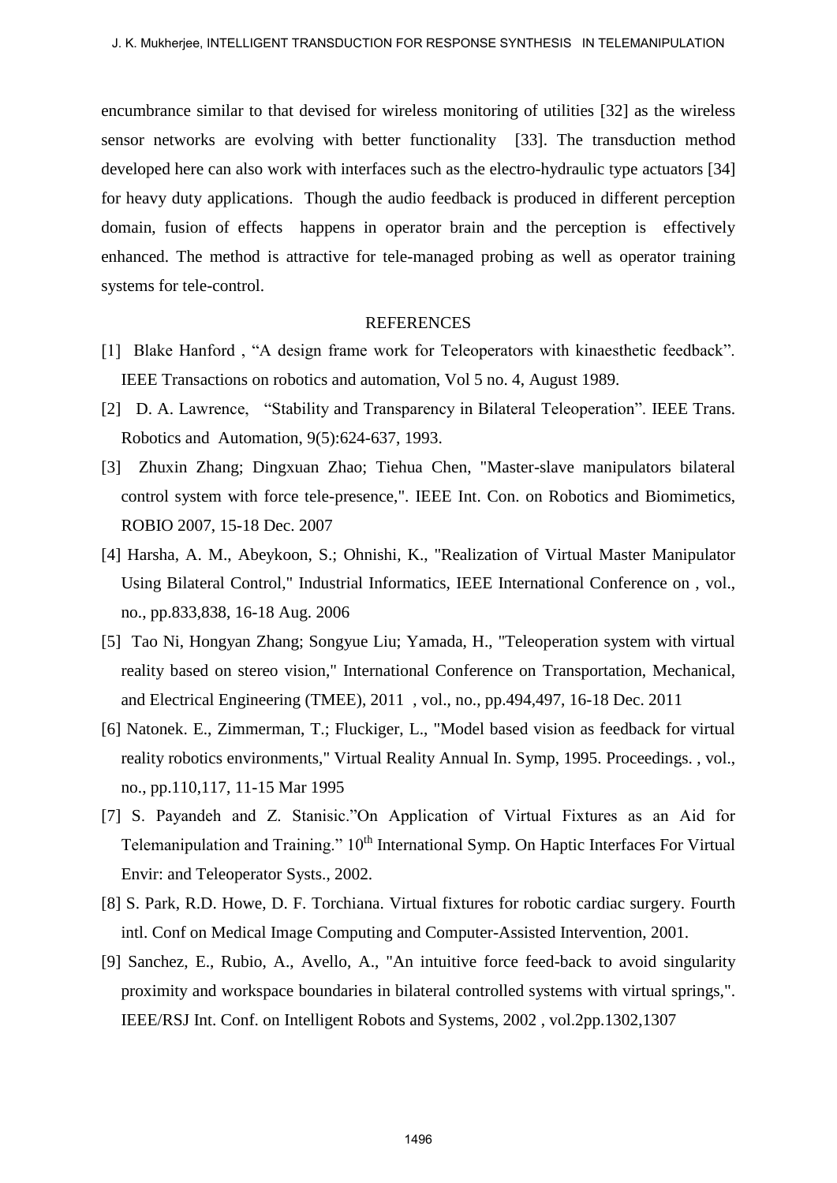encumbrance similar to that devised for wireless monitoring of utilities [32] as the wireless sensor networks are evolving with better functionality [33]. The transduction method developed here can also work with interfaces such as the electro-hydraulic type actuators [34] for heavy duty applications. Though the audio feedback is produced in different perception domain, fusion of effects happens in operator brain and the perception is effectively enhanced. The method is attractive for tele-managed probing as well as operator training systems for tele-control.

## REFERENCES

[1] Blake Hanford , "A design frame work for Teleoperators with kinaesthetic feedback". IEEE Transactions on robotics and automation, Vol 5 no. 4, August 1989.

[2] D. A. Lawrence, "Stability and Transparency in Bilateral Teleoperation". IEEE Trans. Robotics and Automation, 9(5):624-637, 1993.

[3] Zhuxin Zhang; Dingxuan Zhao; Tiehua Chen, "Master-slave manipulators bilateral control system with force tele-presence,". IEEE Int. Con. on Robotics and Biomimetics, ROBIO 2007, 15-18 Dec. 2007

[4] Harsha, A. M., Abeykoon, S.; Ohnishi, K., "Realization of Virtual Master Manipulator Using Bilateral Control," Industrial Informatics, IEEE International Conference on , vol., no., pp.833,838, 16-18 Aug. 2006

[5] Tao Ni, Hongyan Zhang; Songyue Liu; Yamada, H., "Teleoperation system with virtual reality based on stereo vision," International Conference on Transportation, Mechanical, and Electrical Engineering (TMEE), 2011 , vol., no., pp.494,497, 16-18 Dec. 2011

[6] Natonek. E., Zimmerman, T.; Fluckiger, L., "Model based vision as feedback for virtual reality robotics environments," Virtual Reality Annual In. Symp, 1995. Proceedings. , vol., no., pp.110,117, 11-15 Mar 1995

[7] S. Payandeh and Z. Stanisic."On Application of Virtual Fixtures as an Aid for Telemanipulation and Training." 10th International Symp. On Haptic Interfaces For Virtual Envir: and Teleoperator Systs., 2002.

[8] S. Park, R.D. Howe, D. F. Torchiana. Virtual fixtures for robotic cardiac surgery. Fourth intl. Conf on Medical Image Computing and Computer-Assisted Intervention, 2001.

[9] Sanchez, E., Rubio, A., Avello, A., "An intuitive force feed-back to avoid singularity proximity and workspace boundaries in bilateral controlled systems with virtual springs,". IEEE/RSJ Int. Conf. on Intelligent Robots and Systems, 2002 , vol.2pp.1302,1307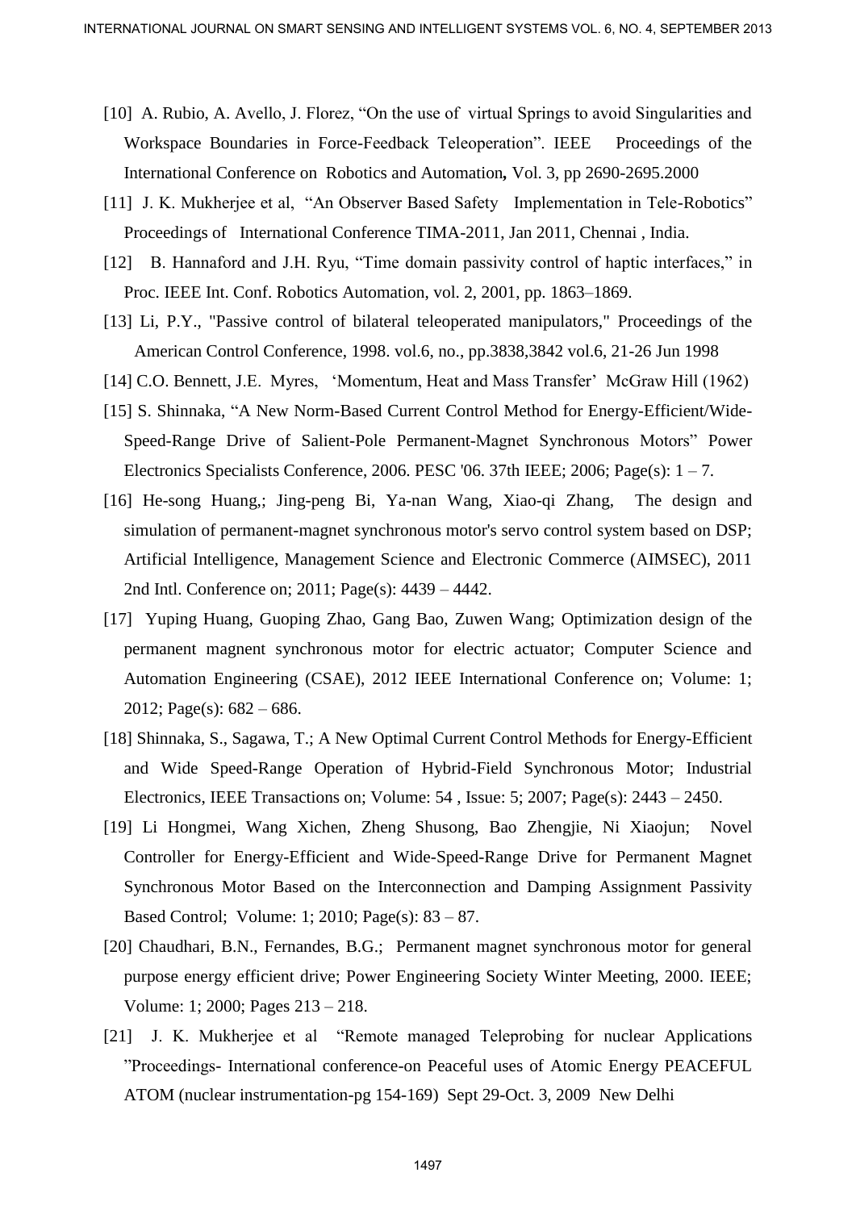[10] A. Rubio, A. Avello, J. Florez, "On the use of virtual Springs to avoid Singularities and Workspace Boundaries in Force-Feedback Teleoperation". IEEE Proceedings of the International Conference on Robotics and Automation**,** Vol. 3, pp 2690-2695.2000

[11] J. K. Mukherjee et al, "An Observer Based Safety Implementation in Tele-Robotics" Proceedings of International Conference TIMA-2011, Jan 2011, Chennai , India.

[12] B. Hannaford and J.H. Ryu, "Time domain passivity control of haptic interfaces," in Proc. IEEE Int. Conf. Robotics Automation, vol. 2, 2001, pp. 1863–1869.

[13] Li, P.Y., "Passive control of bilateral teleoperated manipulators," Proceedings of the American Control Conference, 1998. vol.6, no., pp.3838,3842 vol.6, 21-26 Jun 1998

[14] C.O. Bennett, J.E. Myres, 'Momentum, Heat and Mass Transfer' McGraw Hill (1962)

[15] S. Shinnaka, "A New Norm-Based Current Control Method for Energy-Efficient/Wide-Speed-Range Drive of Salient-Pole Permanent-Magnet Synchronous Motors" Power Electronics Specialists Conference, 2006. PESC '06. 37th IEEE; 2006; Page(s): 1 – 7.

[16] He-song Huang,; Jing-peng Bi, Ya-nan Wang, Xiao-qi Zhang, The design and simulation of permanent-magnet synchronous motor's servo control system based on DSP; Artificial Intelligence, Management Science and Electronic Commerce (AIMSEC), 2011 2nd Intl. Conference on; 2011; Page(s): 4439 – 4442.

[17] Yuping Huang, Guoping Zhao, Gang Bao, Zuwen Wang; Optimization design of the permanent magnent synchronous motor for electric actuator; Computer Science and Automation Engineering (CSAE), 2012 IEEE International Conference on; Volume: 1; 2012; Page(s): 682 – 686.

[18] Shinnaka, S., Sagawa, T.; A New Optimal Current Control Methods for Energy-Efficient and Wide Speed-Range Operation of Hybrid-Field Synchronous Motor; Industrial Electronics, IEEE Transactions on; Volume: 54 , Issue: 5; 2007; Page(s): 2443 – 2450.

[19] Li Hongmei, Wang Xichen, Zheng Shusong, Bao Zhengjie, Ni Xiaojun; Novel Controller for Energy-Efficient and Wide-Speed-Range Drive for Permanent Magnet Synchronous Motor Based on the Interconnection and Damping Assignment Passivity Based Control; Volume: 1; 2010; Page(s): 83 – 87.

[20] Chaudhari, B.N., Fernandes, B.G.; Permanent magnet synchronous motor for general purpose energy efficient drive; Power Engineering Society Winter Meeting, 2000. IEEE; Volume: 1; 2000; Pages 213 – 218.

[21] J. K. Mukherjee et al "Remote managed Teleprobing for nuclear Applications "Proceedings- International conference-on Peaceful uses of Atomic Energy PEACEFUL ATOM (nuclear instrumentation-pg 154-169) Sept 29-Oct. 3, 2009 New Delhi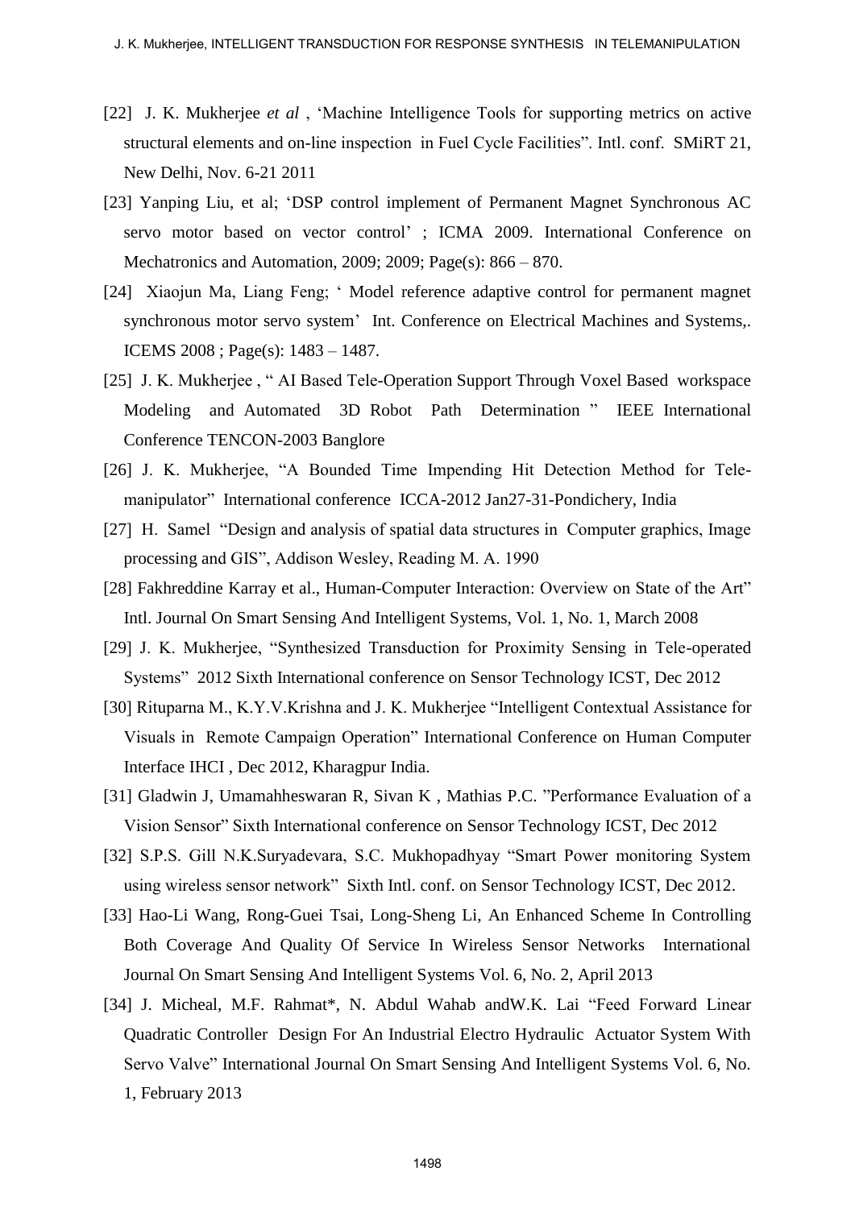[22] J. K. Mukherjee *et al* , 'Machine Intelligence Tools for supporting metrics on active structural elements and on-line inspection in Fuel Cycle Facilities". Intl. conf. SMiRT 21, New Delhi, Nov. 6-21 2011

[23] Yanping Liu, et al; 'DSP control implement of Permanent Magnet Synchronous AC servo motor based on vector control' ; ICMA 2009. International Conference on Mechatronics and Automation, 2009; 2009; Page(s): 866 – 870.

[24] Xiaojun Ma, Liang Feng; ' Model reference adaptive control for permanent magnet synchronous motor servo system' Int. Conference on Electrical Machines and Systems,. ICEMS 2008 ; Page(s): 1483 – 1487.

[25] J. K. Mukherjee , " AI Based Tele-Operation Support Through Voxel Based workspace Modeling and Automated 3D Robot Path Determination " IEEE International Conference TENCON-2003 Banglore

[26] J. K. Mukherjee, "A Bounded Time Impending Hit Detection Method for Tele-manipulator" International conference ICCA-2012 Jan27-31-Pondichery, India

[27] H. Samel "Design and analysis of spatial data structures in Computer graphics, Image processing and GIS", Addison Wesley, Reading M. A. 1990

[28] Fakhreddine Karray et al., Human-Computer Interaction: Overview on State of the Art" Intl. Journal On Smart Sensing And Intelligent Systems, Vol. 1, No. 1, March 2008

[29] J. K. Mukherjee, "Synthesized Transduction for Proximity Sensing in Tele-operated Systems" 2012 Sixth International conference on Sensor Technology ICST, Dec 2012

[30] Rituparna M., K.Y.V.Krishna and J. K. Mukherjee "Intelligent Contextual Assistance for Visuals in Remote Campaign Operation" International Conference on Human Computer Interface IHCI , Dec 2012, Kharagpur India.

[31] Gladwin J, Umamahheswaran R, Sivan K , Mathias P.C. "Performance Evaluation of a Vision Sensor" Sixth International conference on Sensor Technology ICST, Dec 2012

[32] S.P.S. Gill N.K.Suryadevara, S.C. Mukhopadhyay "Smart Power monitoring System using wireless sensor network" Sixth Intl. conf. on Sensor Technology ICST, Dec 2012.

[33] Hao-Li Wang, Rong-Guei Tsai, Long-Sheng Li, An Enhanced Scheme In Controlling Both Coverage And Quality Of Service In Wireless Sensor Networks International Journal On Smart Sensing And Intelligent Systems Vol. 6, No. 2, April 2013

[34] J. Micheal, M.F. Rahmat*, N. Abdul Wahab andW.K. Lai "Feed Forward Linear Quadratic Controller Design For An Industrial Electro Hydraulic Actuator System With Servo Valve" International Journal On Smart Sensing And Intelligent Systems Vol. 6, No. 1, February 2013